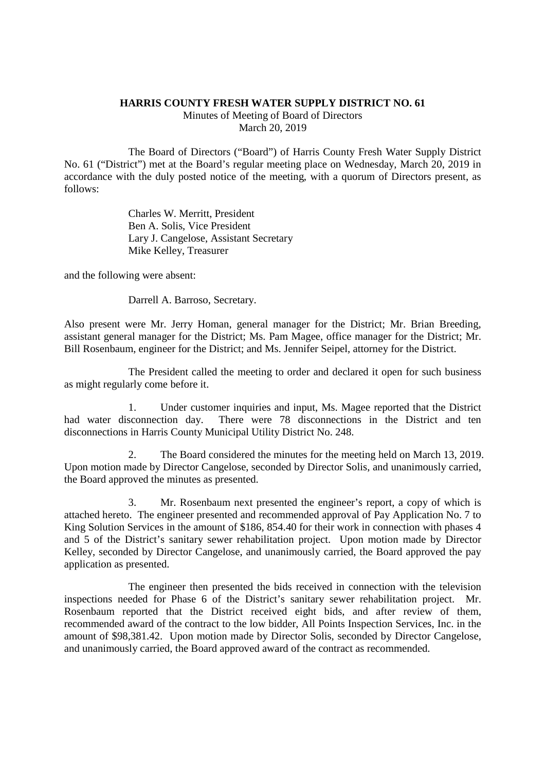**HARRIS COUNTY FRESH WATER SUPPLY DISTRICT NO. 61**

Minutes of Meeting of Board of Directors

March 20, 2019

The Board of Directors ("Board") of Harris County Fresh Water Supply District No. 61 ("District") met at the Board's regular meeting place on Wednesday, March 20, 2019 in accordance with the duly posted notice of the meeting, with a quorum of Directors present, as follows:

Charles W. Merritt, President
Ben A. Solis, Vice President
Lary J. Cangelose, Assistant Secretary
Mike Kelley, Treasurer

and the following were absent:

Darrell A. Barroso, Secretary.

Also present were Mr. Jerry Homan, general manager for the District; Mr. Brian Breeding, assistant general manager for the District; Ms. Pam Magee, office manager for the District; Mr. Bill Rosenbaum, engineer for the District; and Ms. Jennifer Seipel, attorney for the District.

The President called the meeting to order and declared it open for such business as might regularly come before it.

1. Under customer inquiries and input, Ms. Magee reported that the District had water disconnection day. There were 78 disconnections in the District and ten disconnections in Harris County Municipal Utility District No. 248.

2. The Board considered the minutes for the meeting held on March 13, 2019. Upon motion made by Director Cangelose, seconded by Director Solis, and unanimously carried, the Board approved the minutes as presented.

3. Mr. Rosenbaum next presented the engineer's report, a copy of which is attached hereto. The engineer presented and recommended approval of Pay Application No. 7 to King Solution Services in the amount of $186, 854.40 for their work in connection with phases 4 and 5 of the District's sanitary sewer rehabilitation project. Upon motion made by Director Kelley, seconded by Director Cangelose, and unanimously carried, the Board approved the pay application as presented.

The engineer then presented the bids received in connection with the television inspections needed for Phase 6 of the District's sanitary sewer rehabilitation project. Mr. Rosenbaum reported that the District received eight bids, and after review of them, recommended award of the contract to the low bidder, All Points Inspection Services, Inc. in the amount of $98,381.42. Upon motion made by Director Solis, seconded by Director Cangelose, and unanimously carried, the Board approved award of the contract as recommended.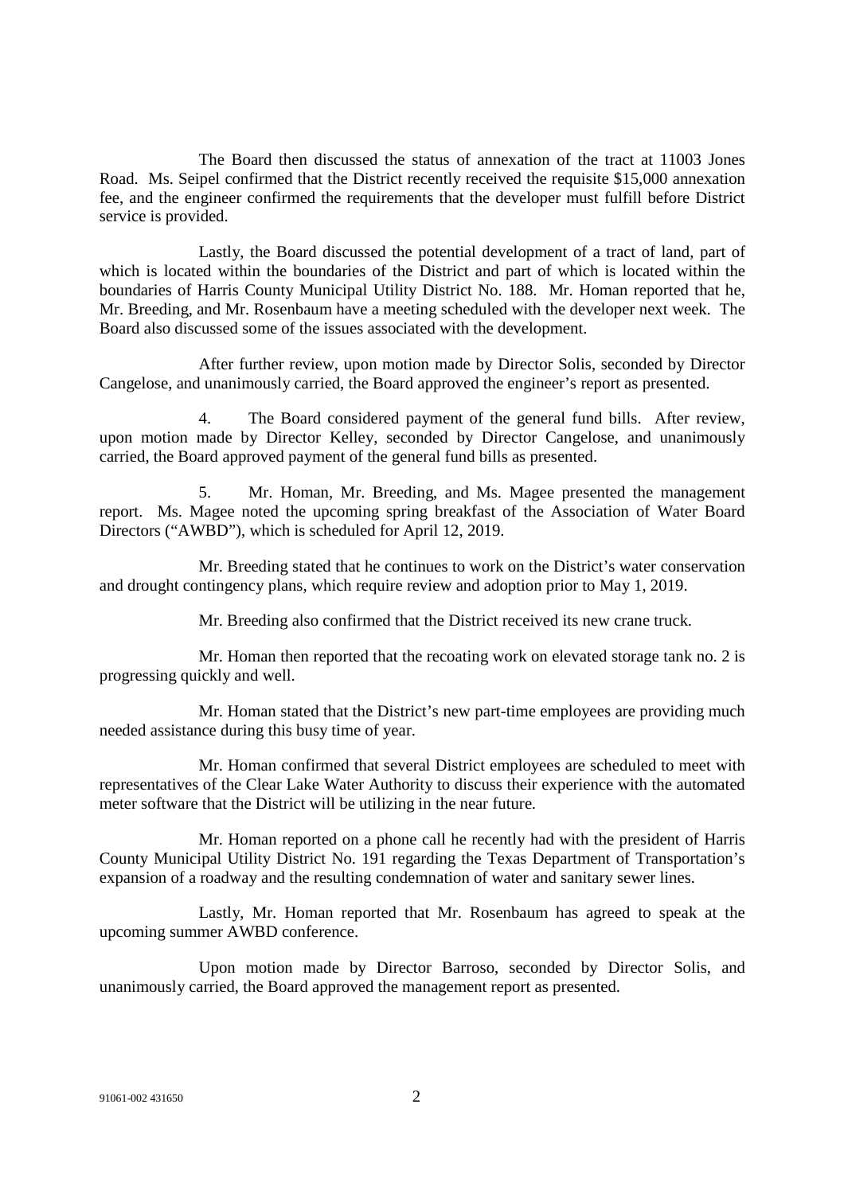The Board then discussed the status of annexation of the tract at 11003 Jones Road. Ms. Seipel confirmed that the District recently received the requisite $15,000 annexation fee, and the engineer confirmed the requirements that the developer must fulfill before District service is provided.

Lastly, the Board discussed the potential development of a tract of land, part of which is located within the boundaries of the District and part of which is located within the boundaries of Harris County Municipal Utility District No. 188. Mr. Homan reported that he, Mr. Breeding, and Mr. Rosenbaum have a meeting scheduled with the developer next week. The Board also discussed some of the issues associated with the development.

After further review, upon motion made by Director Solis, seconded by Director Cangelose, and unanimously carried, the Board approved the engineer's report as presented.

4. The Board considered payment of the general fund bills. After review, upon motion made by Director Kelley, seconded by Director Cangelose, and unanimously carried, the Board approved payment of the general fund bills as presented.

5. Mr. Homan, Mr. Breeding, and Ms. Magee presented the management report. Ms. Magee noted the upcoming spring breakfast of the Association of Water Board Directors ("AWBD"), which is scheduled for April 12, 2019.

Mr. Breeding stated that he continues to work on the District's water conservation and drought contingency plans, which require review and adoption prior to May 1, 2019.

Mr. Breeding also confirmed that the District received its new crane truck.

Mr. Homan then reported that the recoating work on elevated storage tank no. 2 is progressing quickly and well.

Mr. Homan stated that the District's new part-time employees are providing much needed assistance during this busy time of year.

Mr. Homan confirmed that several District employees are scheduled to meet with representatives of the Clear Lake Water Authority to discuss their experience with the automated meter software that the District will be utilizing in the near future.

Mr. Homan reported on a phone call he recently had with the president of Harris County Municipal Utility District No. 191 regarding the Texas Department of Transportation's expansion of a roadway and the resulting condemnation of water and sanitary sewer lines.

Lastly, Mr. Homan reported that Mr. Rosenbaum has agreed to speak at the upcoming summer AWBD conference.

Upon motion made by Director Barroso, seconded by Director Solis, and unanimously carried, the Board approved the management report as presented.

91061-002 431650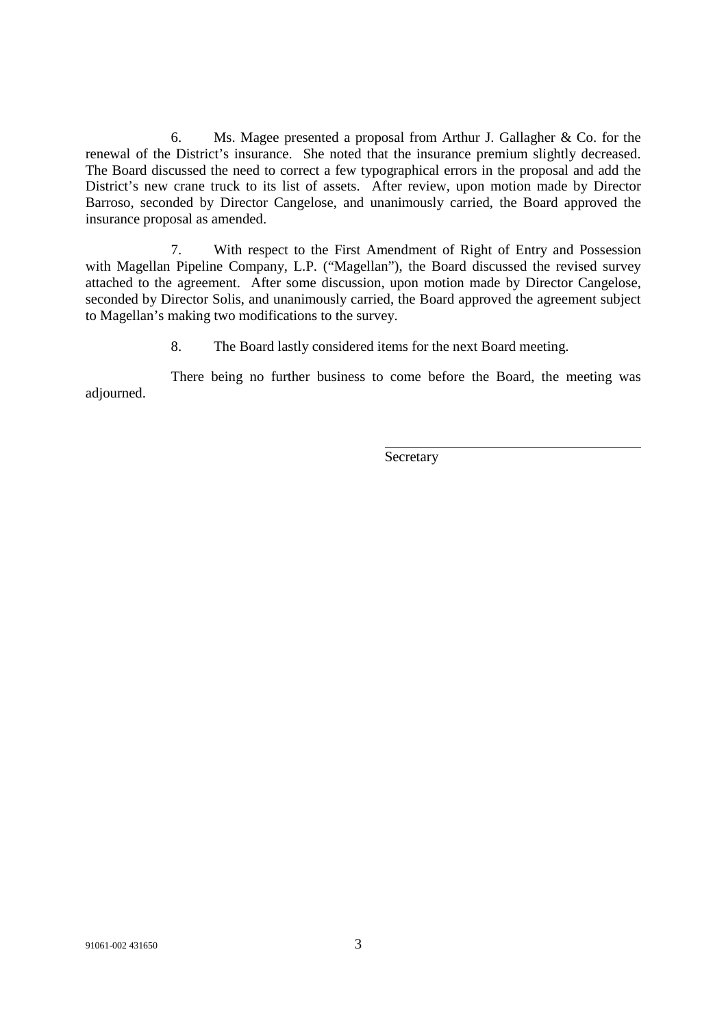6. Ms. Magee presented a proposal from Arthur J. Gallagher & Co. for the renewal of the District's insurance. She noted that the insurance premium slightly decreased. The Board discussed the need to correct a few typographical errors in the proposal and add the District's new crane truck to its list of assets. After review, upon motion made by Director Barroso, seconded by Director Cangelose, and unanimously carried, the Board approved the insurance proposal as amended.

7. With respect to the First Amendment of Right of Entry and Possession with Magellan Pipeline Company, L.P. ("Magellan"), the Board discussed the revised survey attached to the agreement. After some discussion, upon motion made by Director Cangelose, seconded by Director Solis, and unanimously carried, the Board approved the agreement subject to Magellan's making two modifications to the survey.

8. The Board lastly considered items for the next Board meeting.

There being no further business to come before the Board, the meeting was adjourned.

\_\_\_\_\_\_\_\_\_\_\_\_\_\_\_\_\_\_\_\_\_\_\_\_\_\_\_\_\_\_\_\_\_\_\_\_

Secretary

91061-002 431650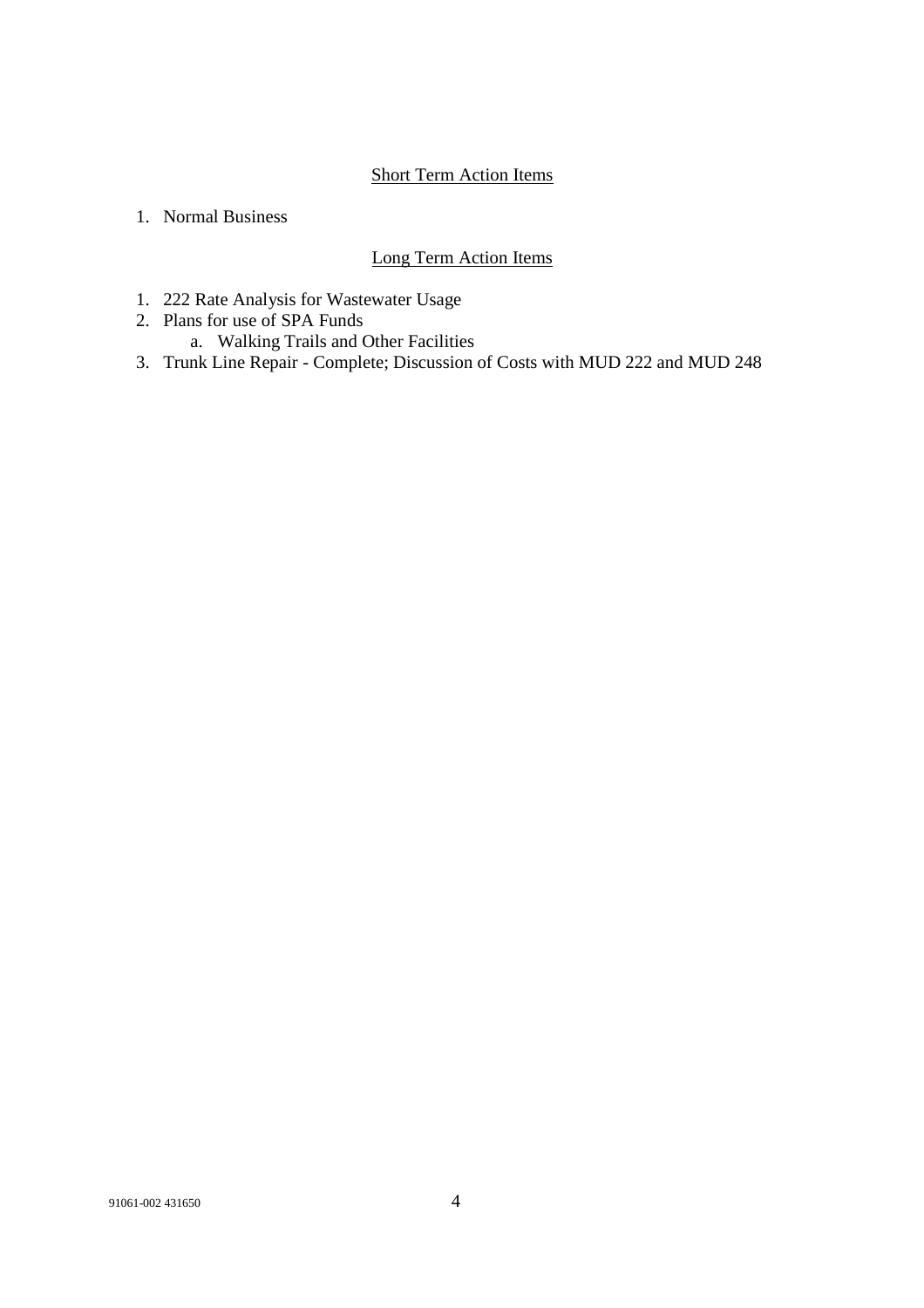<u>Short Term Action Items</u>

1. Normal Business

<u>Long Term Action Items</u>

1. 222 Rate Analysis for Wastewater Usage
2. Plans for use of SPA Funds
   a. Walking Trails and Other Facilities
3. Trunk Line Repair - Complete; Discussion of Costs with MUD 222 and MUD 248

91061-002 431650